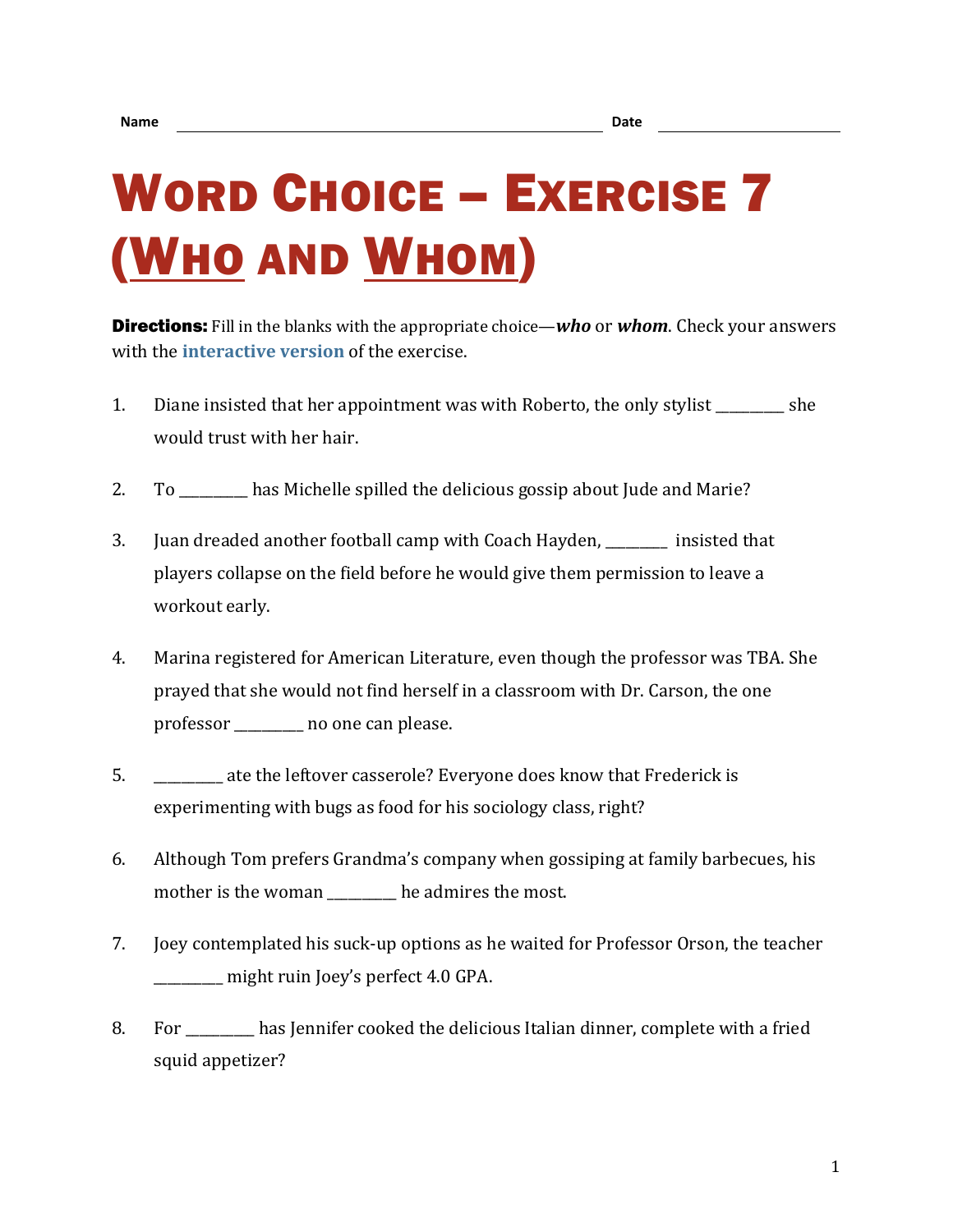Name ______________________________ Date ______________

# Word Choice – Exercise 7 (Who and Whom)

**Directions:** Fill in the blanks with the appropriate choice—***who*** or ***whom***. Check your answers with the **interactive version** of the exercise.

1. Diane insisted that her appointment was with Roberto, the only stylist _________ she would trust with her hair.

2. To _________ has Michelle spilled the delicious gossip about Jude and Marie?

3. Juan dreaded another football camp with Coach Hayden, _________ insisted that players collapse on the field before he would give them permission to leave a workout early.

4. Marina registered for American Literature, even though the professor was TBA. She prayed that she would not find herself in a classroom with Dr. Carson, the one professor _________ no one can please.

5. _________ ate the leftover casserole? Everyone does know that Frederick is experimenting with bugs as food for his sociology class, right?

6. Although Tom prefers Grandma's company when gossiping at family barbecues, his mother is the woman _________ he admires the most.

7. Joey contemplated his suck-up options as he waited for Professor Orson, the teacher _________ might ruin Joey's perfect 4.0 GPA.

8. For _________ has Jennifer cooked the delicious Italian dinner, complete with a fried squid appetizer?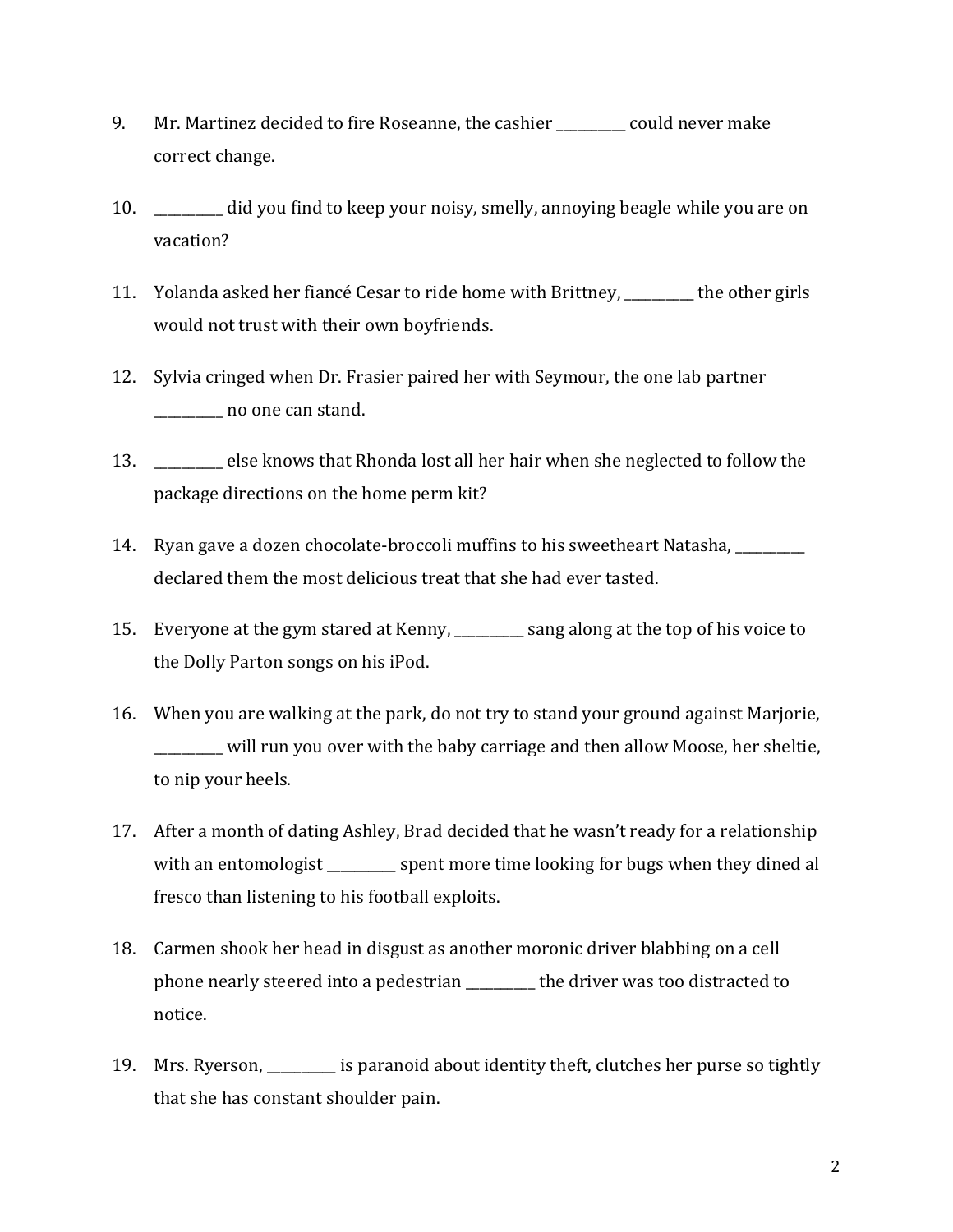9. Mr. Martinez decided to fire Roseanne, the cashier __________ could never make correct change.

10. __________ did you find to keep your noisy, smelly, annoying beagle while you are on vacation?

11. Yolanda asked her fiancé Cesar to ride home with Brittney, __________ the other girls would not trust with their own boyfriends.

12. Sylvia cringed when Dr. Frasier paired her with Seymour, the one lab partner __________ no one can stand.

13. __________ else knows that Rhonda lost all her hair when she neglected to follow the package directions on the home perm kit?

14. Ryan gave a dozen chocolate-broccoli muffins to his sweetheart Natasha, __________ declared them the most delicious treat that she had ever tasted.

15. Everyone at the gym stared at Kenny, __________ sang along at the top of his voice to the Dolly Parton songs on his iPod.

16. When you are walking at the park, do not try to stand your ground against Marjorie, __________ will run you over with the baby carriage and then allow Moose, her sheltie, to nip your heels.

17. After a month of dating Ashley, Brad decided that he wasn't ready for a relationship with an entomologist __________ spent more time looking for bugs when they dined al fresco than listening to his football exploits.

18. Carmen shook her head in disgust as another moronic driver blabbing on a cell phone nearly steered into a pedestrian __________ the driver was too distracted to notice.

19. Mrs. Ryerson, __________ is paranoid about identity theft, clutches her purse so tightly that she has constant shoulder pain.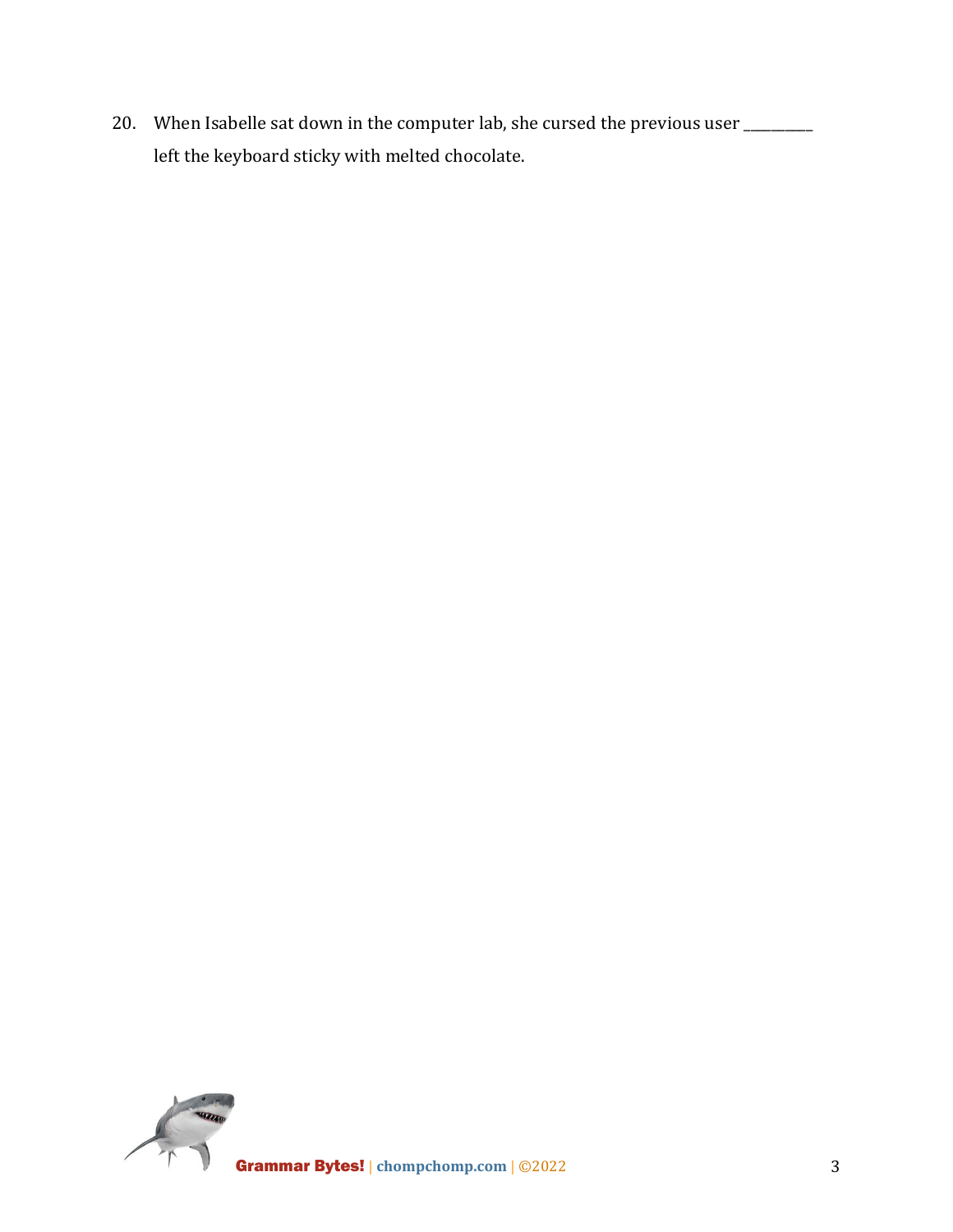20. When Isabelle sat down in the computer lab, she cursed the previous user __________ left the keyboard sticky with melted chocolate.